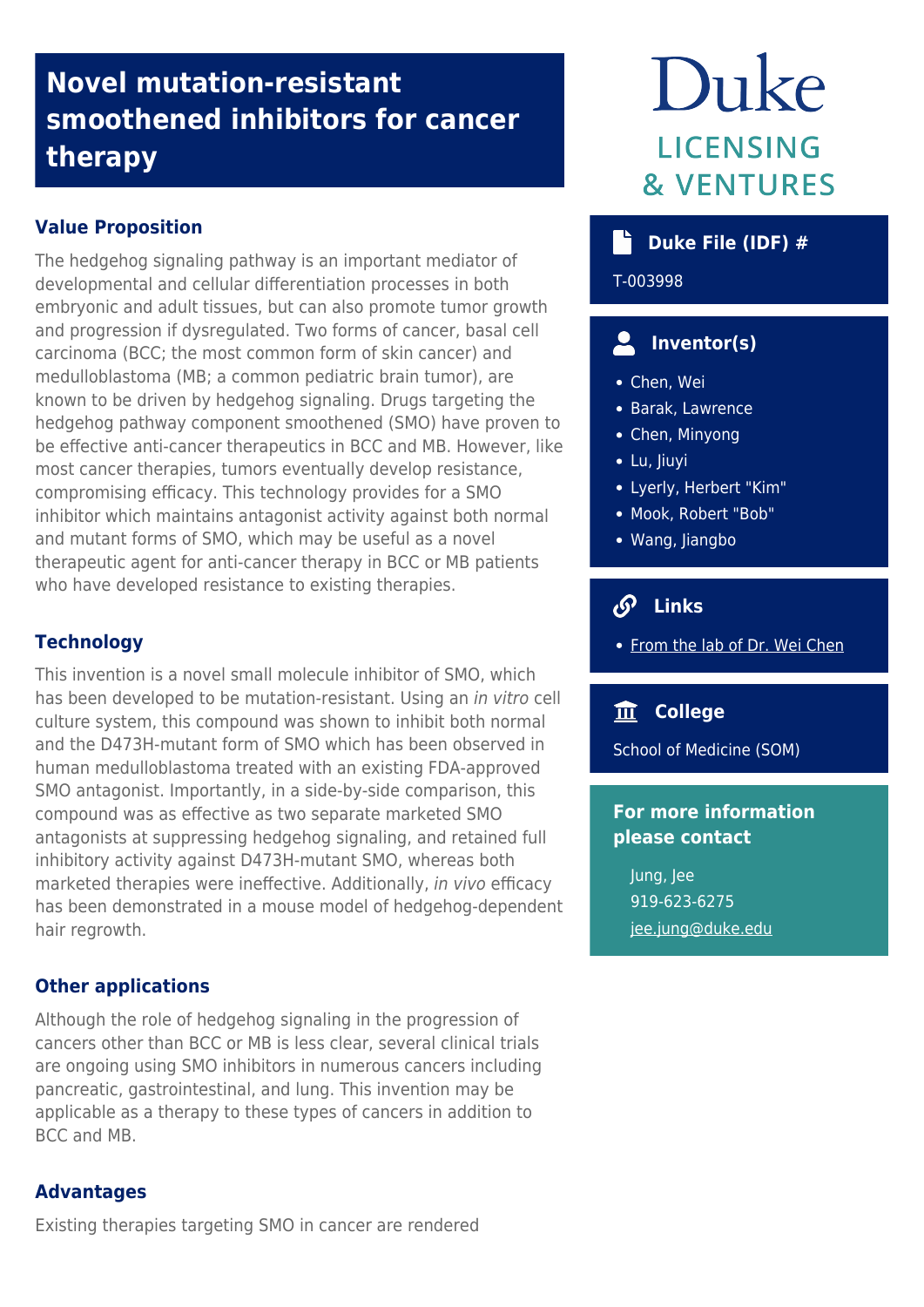# Novel mutation-resistant smoothened inhibitors for cancer therapy

## Value Proposition

The hedgehog signaling pathway is an important mediator of developmental and cellular differentiation processes in both embryonic and adult tissues, but can also promote tumor growth and progression if dysregulated. Two forms of cancer, basal cell carcinoma (BCC; the most common form of skin cancer) and medulloblastoma (MB; a common pediatric brain tumor), are known to be driven by hedgehog signaling. Drugs targeting the hedgehog pathway component smoothened (SMO) have proven to be effective anti-cancer therapeutics in BCC and MB. However, like most cancer therapies, tumors eventually develop resistance, compromising efficacy. This technology provides for a SMO inhibitor which maintains antagonist activity against both normal and mutant forms of SMO, which may be useful as a novel therapeutic agent for anti-cancer therapy in BCC or MB patients who have developed resistance to existing therapies.

## Technology

This invention is a novel small molecule inhibitor of SMO, which has been developed to be mutation-resistant. Using an *in vitro* cell culture system, this compound was shown to inhibit both normal and the D473H-mutant form of SMO which has been observed in human medulloblastoma treated with an existing FDA-approved SMO antagonist. Importantly, in a side-by-side comparison, this compound was as effective as two separate marketed SMO antagonists at suppressing hedgehog signaling, and retained full inhibitory activity against D473H-mutant SMO, whereas both marketed therapies were ineffective. Additionally, *in vivo* efficacy has been demonstrated in a mouse model of hedgehog-dependent hair regrowth.

## Other applications

Although the role of hedgehog signaling in the progression of cancers other than BCC or MB is less clear, several clinical trials are ongoing using SMO inhibitors in numerous cancers including pancreatic, gastrointestinal, and lung. This invention may be applicable as a therapy to these types of cancers in addition to BCC and MB.

## Advantages

Existing therapies targeting SMO in cancer are rendered

Duke LICENSING & VENTURES

### Duke File (IDF) #

T-003998

### Inventor(s)

- Chen, Wei
- Barak, Lawrence
- Chen, Minyong
- Lu, Jiuyi
- Lyerly, Herbert "Kim"
- Mook, Robert "Bob"
- Wang, Jiangbo

### Links

- From the lab of Dr. Wei Chen

### College

School of Medicine (SOM)

### For more information please contact

Jung, Jee
919-623-6275
jee.jung@duke.edu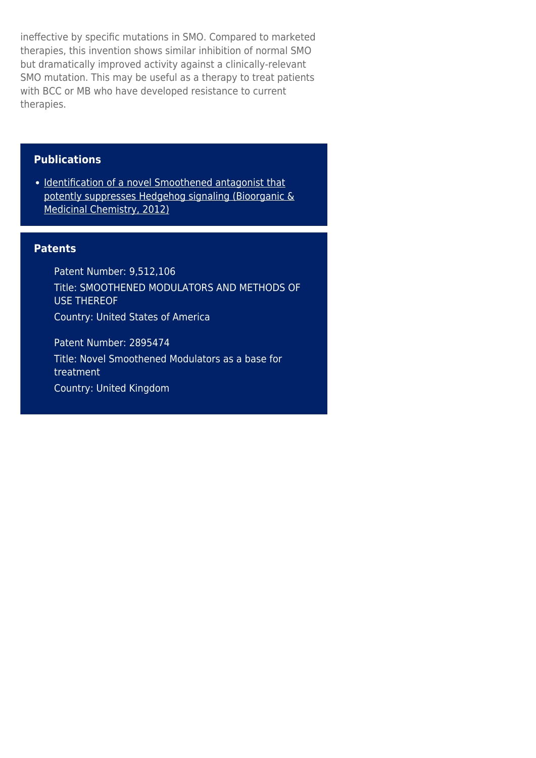ineffective by specific mutations in SMO. Compared to marketed therapies, this invention shows similar inhibition of normal SMO but dramatically improved activity against a clinically-relevant SMO mutation. This may be useful as a therapy to treat patients with BCC or MB who have developed resistance to current therapies.

## Publications

- Identification of a novel Smoothened antagonist that potently suppresses Hedgehog signaling (Bioorganic & Medicinal Chemistry, 2012)

## Patents

Patent Number: 9,512,106

Title: SMOOTHENED MODULATORS AND METHODS OF USE THEREOF

Country: United States of America

Patent Number: 2895474

Title: Novel Smoothened Modulators as a base for treatment

Country: United Kingdom